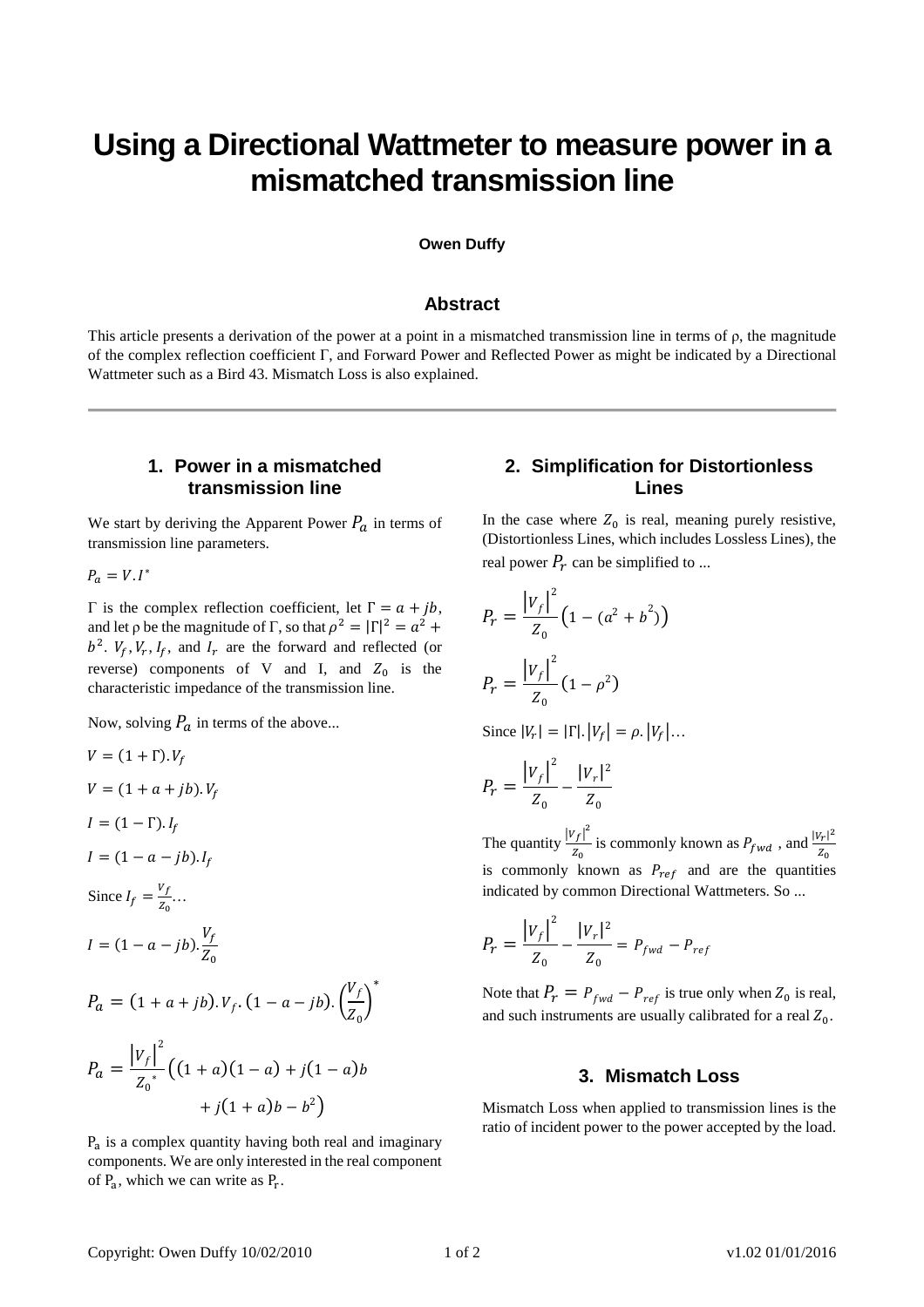# Using a Directional Wattmeter to measure power in a mismatched transmission line

**Owen Duffy**

## Abstract

This article presents a derivation of the power at a point in a mismatched transmission line in terms of ρ, the magnitude of the complex reflection coefficient Γ, and Forward Power and Reflected Power as might be indicated by a Directional Wattmeter such as a Bird 43. Mismatch Loss is also explained.

## 1. Power in a mismatched transmission line

We start by deriving the Apparent Power $P_a$ in terms of transmission line parameters.

$P_a = V.I^*$

Γ is the complex reflection coefficient, let $\Gamma = a + jb$, and let ρ be the magnitude of Γ, so that $\rho^2 = |\Gamma|^2 = a^2 + b^2$. $V_f, V_r, I_f$, and $I_r$ are the forward and reflected (or reverse) components of V and I, and $Z_0$ is the characteristic impedance of the transmission line.

Now, solving $P_a$ in terms of the above...

$V = (1 + \Gamma).V_f$

$V = (1 + a + jb).V_f$

$I = (1 - \Gamma).I_f$

$I = (1 - a - jb).I_f$

Since $I_f = \frac{V_f}{Z_0}$...

$I = (1 - a - jb).\frac{V_f}{Z_0}$

$$P_a = (1 + a + jb).V_f.(1 - a - jb).\left(\frac{V_f}{Z_0}\right)^*$$

$$P_a = \frac{|V_f|^2}{Z_0^{\ *}}\big((1 + a)(1 - a) + j(1 - a)b + j(1 + a)b - b^2\big)$$

$P_a$ is a complex quantity having both real and imaginary components. We are only interested in the real component of $P_a$, which we can write as $P_r$.

## 2. Simplification for Distortionless Lines

In the case where $Z_0$ is real, meaning purely resistive, (Distortionless Lines, which includes Lossless Lines), the real power $P_r$ can be simplified to ...

$$P_r = \frac{|V_f|^2}{Z_0}\big(1 - (a^2 + b^2)\big)$$

$$P_r = \frac{|V_f|^2}{Z_0}(1 - \rho^2)$$

Since $|V_r| = |\Gamma|.|V_f| = \rho.|V_f|$...

$$P_r = \frac{|V_f|^2}{Z_0} - \frac{|V_r|^2}{Z_0}$$

The quantity $\frac{|V_f|^2}{Z_0}$ is commonly known as $P_{fwd}$, and $\frac{|V_r|^2}{Z_0}$ is commonly known as $P_{ref}$ and are the quantities indicated by common Directional Wattmeters. So ...

$$P_r = \frac{|V_f|^2}{Z_0} - \frac{|V_r|^2}{Z_0} = P_{fwd} - P_{ref}$$

Note that $P_r = P_{fwd} - P_{ref}$ is true only when $Z_0$ is real, and such instruments are usually calibrated for a real $Z_0$.

## 3. Mismatch Loss

Mismatch Loss when applied to transmission lines is the ratio of incident power to the power accepted by the load.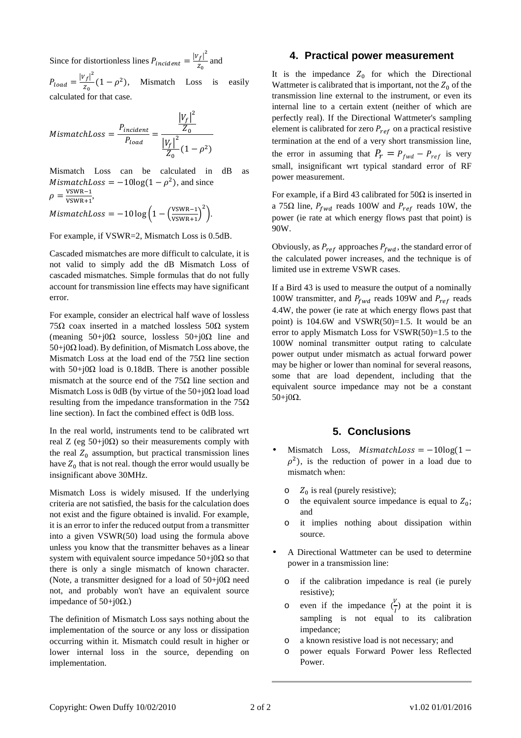Since for distortionless lines $P_{incident} = \frac{|V_f|^2}{Z_0}$ and $P_{load} = \frac{|V_f|^2}{Z_0}(1-\rho^2)$, Mismatch Loss is easily calculated for that case.

$$MismatchLoss = \frac{P_{incident}}{P_{load}} = \frac{\frac{|V_f|^2}{Z_0}}{\frac{|V_f|^2}{Z_0}(1-\rho^2)}$$

Mismatch Loss can be calculated in dB as $MismatchLoss = -10\log(1-\rho^2)$, and since $\rho = \frac{\text{VSWR}-1}{\text{VSWR}+1}$,
$MismatchLoss = -10\log\left(1-\left(\frac{\text{VSWR}-1}{\text{VSWR}+1}\right)^2\right)$.

For example, if VSWR=2, Mismatch Loss is 0.5dB.

Cascaded mismatches are more difficult to calculate, it is not valid to simply add the dB Mismatch Loss of cascaded mismatches. Simple formulas that do not fully account for transmission line effects may have significant error.

For example, consider an electrical half wave of lossless 75Ω coax inserted in a matched lossless 50Ω system (meaning 50+j0Ω source, lossless 50+j0Ω line and 50+j0Ω load). By definition, of Mismatch Loss above, the Mismatch Loss at the load end of the 75Ω line section with 50+j0Ω load is 0.18dB. There is another possible mismatch at the source end of the 75Ω line section and Mismatch Loss is 0dB (by virtue of the 50+j0Ω load load resulting from the impedance transformation in the 75Ω line section). In fact the combined effect is 0dB loss.

In the real world, instruments tend to be calibrated wrt real Z (eg 50+j0Ω) so their measurements comply with the real $Z_0$ assumption, but practical transmission lines have $Z_0$ that is not real. though the error would usually be insignificant above 30MHz.

Mismatch Loss is widely misused. If the underlying criteria are not satisfied, the basis for the calculation does not exist and the figure obtained is invalid. For example, it is an error to infer the reduced output from a transmitter into a given VSWR(50) load using the formula above unless you know that the transmitter behaves as a linear system with equivalent source impedance 50+j0Ω so that there is only a single mismatch of known character. (Note, a transmitter designed for a load of 50+j0Ω need not, and probably won't have an equivalent source impedance of 50+j0Ω.)

The definition of Mismatch Loss says nothing about the implementation of the source or any loss or dissipation occurring within it. Mismatch could result in higher or lower internal loss in the source, depending on implementation.

## 4. Practical power measurement

It is the impedance $Z_0$ for which the Directional Wattmeter is calibrated that is important, not the $Z_0$ of the transmission line external to the instrument, or even its internal line to a certain extent (neither of which are perfectly real). If the Directional Wattmeter's sampling element is calibrated for zero $P_{ref}$ on a practical resistive termination at the end of a very short transmission line, the error in assuming that $P_r = P_{fwd} - P_{ref}$ is very small, insignificant wrt typical standard error of RF power measurement.

For example, if a Bird 43 calibrated for 50Ω is inserted in a 75Ω line, $P_{fwd}$ reads 100W and $P_{ref}$ reads 10W, the power (ie rate at which energy flows past that point) is 90W.

Obviously, as $P_{ref}$ approaches $P_{fwd}$, the standard error of the calculated power increases, and the technique is of limited use in extreme VSWR cases.

If a Bird 43 is used to measure the output of a nominally 100W transmitter, and $P_{fwd}$ reads 109W and $P_{ref}$ reads 4.4W, the power (ie rate at which energy flows past that point) is 104.6W and VSWR(50)=1.5. It would be an error to apply Mismatch Loss for VSWR(50)=1.5 to the 100W nominal transmitter output rating to calculate power output under mismatch as actual forward power may be higher or lower than nominal for several reasons, some that are load dependent, including that the equivalent source impedance may not be a constant 50+j0Ω.

## 5. Conclusions

- Mismatch Loss, $MismatchLoss = -10\log(1-\rho^2)$, is the reduction of power in a load due to mismatch when:
  - $Z_0$ is real (purely resistive);
  - the equivalent source impedance is equal to $Z_0$; and
  - it implies nothing about dissipation within source.
- A Directional Wattmeter can be used to determine power in a transmission line:
  - if the calibration impedance is real (ie purely resistive);
  - even if the impedance ($\frac{V}{I}$) at the point it is sampling is not equal to its calibration impedance;
  - a known resistive load is not necessary; and
  - power equals Forward Power less Reflected Power.

Copyright: Owen Duffy 10/02/2010 v1.02 01/01/2016